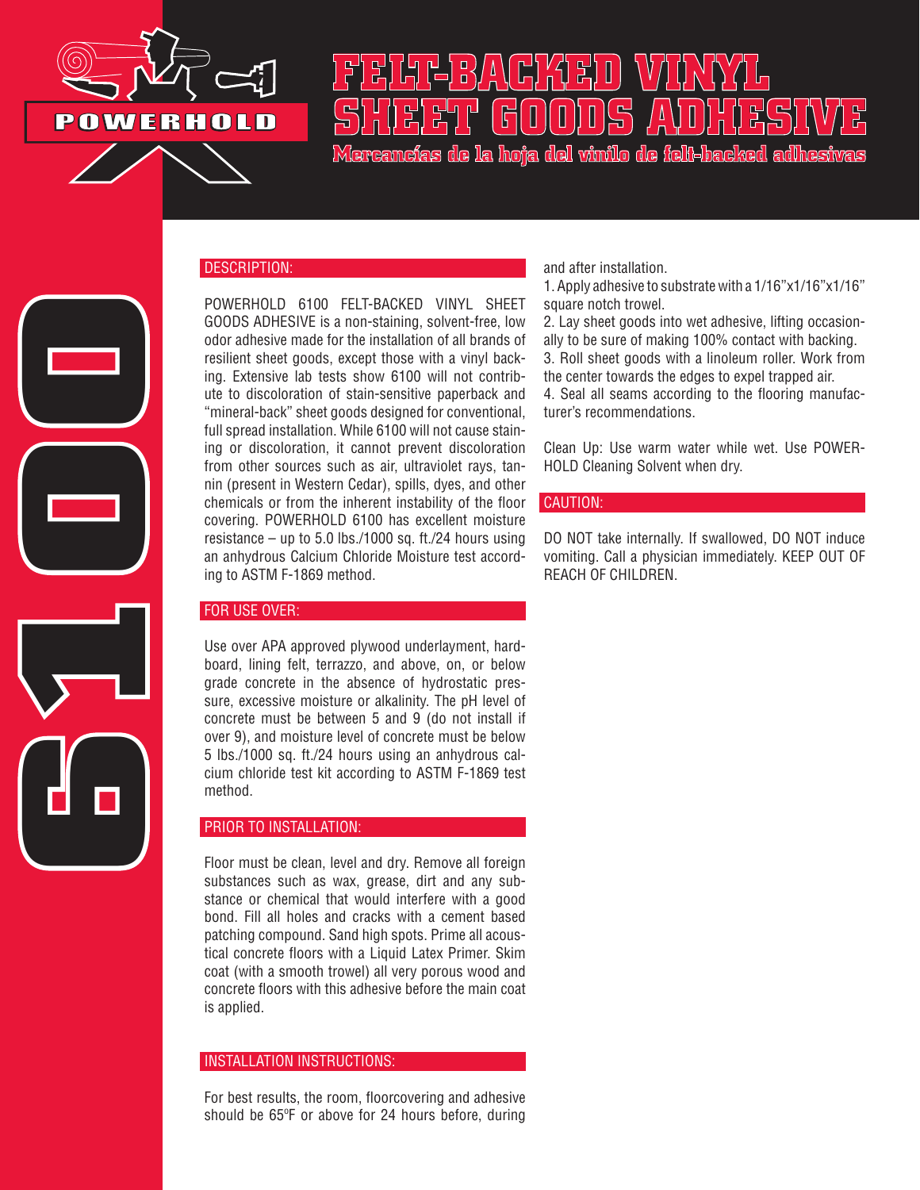POWERHOLD

# FELT-BACKED VINYL SHEET GOODS ADHESIVE

**Mercancías de la hoja del vinilo de felt-backed adhesivas**

6100

## DESCRIPTION:

POWERHOLD 6100 FELT-BACKED VINYL SHEET GOODS ADHESIVE is a non-staining, solvent-free, low odor adhesive made for the installation of all brands of resilient sheet goods, except those with a vinyl backing. Extensive lab tests show 6100 will not contribute to discoloration of stain-sensitive paperback and "mineral-back" sheet goods designed for conventional, full spread installation. While 6100 will not cause staining or discoloration, it cannot prevent discoloration from other sources such as air, ultraviolet rays, tannin (present in Western Cedar), spills, dyes, and other chemicals or from the inherent instability of the floor covering. POWERHOLD 6100 has excellent moisture resistance – up to 5.0 lbs./1000 sq. ft./24 hours using an anhydrous Calcium Chloride Moisture test according to ASTM F-1869 method.

## FOR USE OVER:

Use over APA approved plywood underlayment, hardboard, lining felt, terrazzo, and above, on, or below grade concrete in the absence of hydrostatic pressure, excessive moisture or alkalinity. The pH level of concrete must be between 5 and 9 (do not install if over 9), and moisture level of concrete must be below 5 lbs./1000 sq. ft./24 hours using an anhydrous calcium chloride test kit according to ASTM F-1869 test method.

## PRIOR TO INSTALLATION:

Floor must be clean, level and dry. Remove all foreign substances such as wax, grease, dirt and any substance or chemical that would interfere with a good bond. Fill all holes and cracks with a cement based patching compound. Sand high spots. Prime all acoustical concrete floors with a Liquid Latex Primer. Skim coat (with a smooth trowel) all very porous wood and concrete floors with this adhesive before the main coat is applied.

## INSTALLATION INSTRUCTIONS:

For best results, the room, floorcovering and adhesive should be 65ºF or above for 24 hours before, during and after installation.

1. Apply adhesive to substrate with a 1/16"x1/16"x1/16" square notch trowel.
2. Lay sheet goods into wet adhesive, lifting occasionally to be sure of making 100% contact with backing.
3. Roll sheet goods with a linoleum roller. Work from the center towards the edges to expel trapped air.
4. Seal all seams according to the flooring manufacturer's recommendations.

Clean Up: Use warm water while wet. Use POWERHOLD Cleaning Solvent when dry.

## CAUTION:

DO NOT take internally. If swallowed, DO NOT induce vomiting. Call a physician immediately. KEEP OUT OF REACH OF CHILDREN.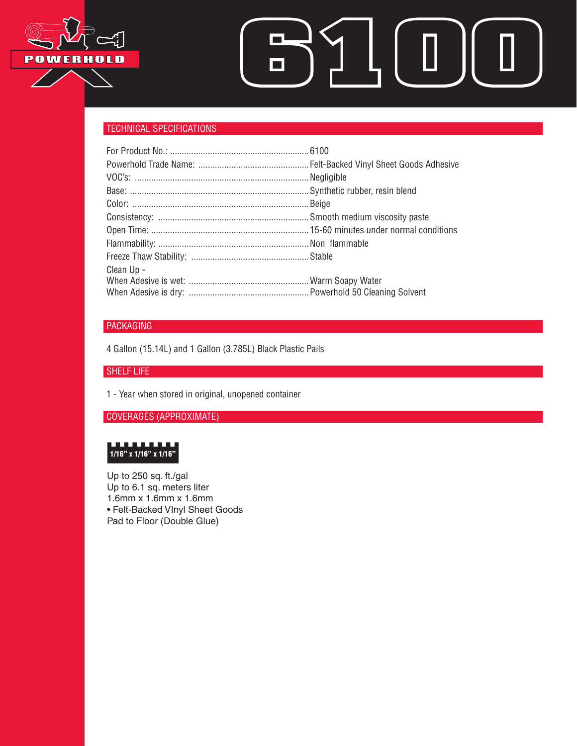POWERHOLD

# 6100

## TECHNICAL SPECIFICATIONS

| | |
|---|---|
| For Product No.: | 6100 |
| Powerhold Trade Name: | Felt-Backed Vinyl Sheet Goods Adhesive |
| VOC's: | Negligible |
| Base: | Synthetic rubber, resin blend |
| Color: | Beige |
| Consistency: | Smooth medium viscosity paste |
| Open Time: | 15-60 minutes under normal conditions |
| Flammability: | Non flammable |
| Freeze Thaw Stability: | Stable |
| Clean Up - | |
| When Adesive is wet: | Warm Soapy Water |
| When Adesive is dry: | Powerhold 50 Cleaning Solvent |

## PACKAGING

4 Gallon (15.14L) and 1 Gallon (3.785L) Black Plastic Pails

## SHELF LIFE

1 - Year when stored in original, unopened container

## COVERAGES (APPROXIMATE)

**1/16" x 1/16" x 1/16"**

Up to 250 sq. ft./gal
Up to 6.1 sq. meters liter
1.6mm x 1.6mm x 1.6mm
• Felt-Backed VInyl Sheet Goods
Pad to Floor (Double Glue)